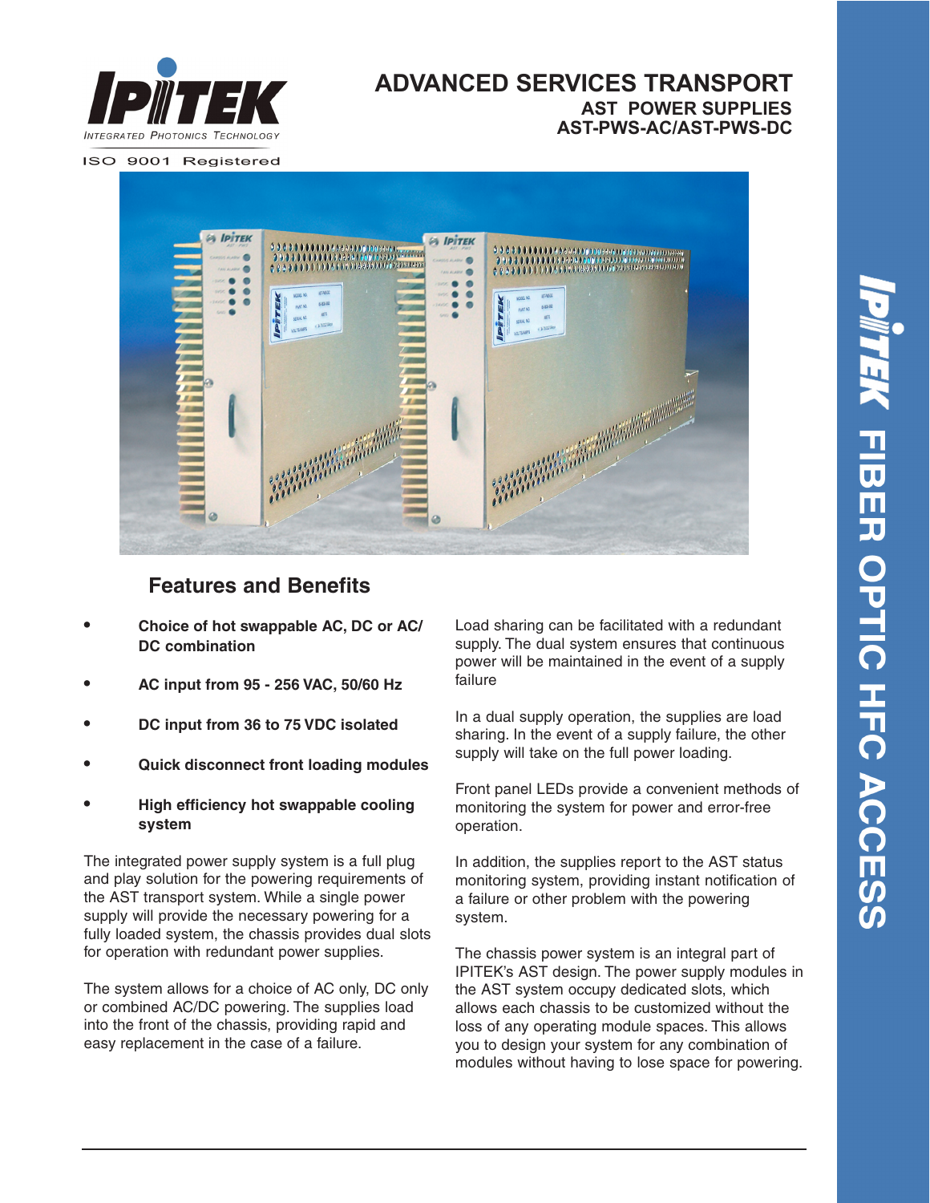IPITEK

INTEGRATED PHOTONICS TECHNOLOGY

ISO 9001 Registered

# ADVANCED SERVICES TRANSPORT

## AST POWER SUPPLIES
## AST-PWS-AC/AST-PWS-DC

IPITEK FIBER OPTIC HFC ACCESS

## Features and Benefits

- **Choice of hot swappable AC, DC or AC/DC combination**
- **AC input from 95 - 256 VAC, 50/60 Hz**
- **DC input from 36 to 75 VDC isolated**
- **Quick disconnect front loading modules**
- **High efficiency hot swappable cooling system**

The integrated power supply system is a full plug and play solution for the powering requirements of the AST transport system. While a single power supply will provide the necessary powering for a fully loaded system, the chassis provides dual slots for operation with redundant power supplies.

The system allows for a choice of AC only, DC only or combined AC/DC powering. The supplies load into the front of the chassis, providing rapid and easy replacement in the case of a failure.

Load sharing can be facilitated with a redundant supply. The dual system ensures that continuous power will be maintained in the event of a supply failure

In a dual supply operation, the supplies are load sharing. In the event of a supply failure, the other supply will take on the full power loading.

Front panel LEDs provide a convenient methods of monitoring the system for power and error-free operation.

In addition, the supplies report to the AST status monitoring system, providing instant notification of a failure or other problem with the powering system.

The chassis power system is an integral part of IPITEK's AST design. The power supply modules in the AST system occupy dedicated slots, which allows each chassis to be customized without the loss of any operating module spaces. This allows you to design your system for any combination of modules without having to lose space for powering.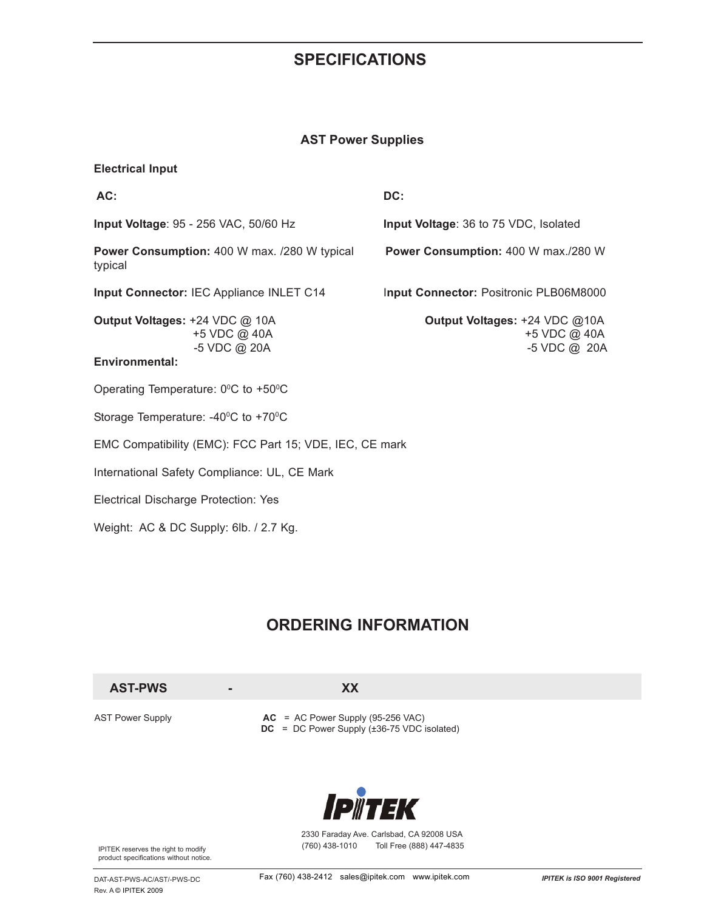# SPECIFICATIONS

## AST Power Supplies

**Electrical Input**

**AC:**

**Input Voltage**: 95 - 256 VAC, 50/60 Hz

**Power Consumption:** 400 W max. /280 W typical typical

**Input Connector:** IEC Appliance INLET C14

**Output Voltages:** +24 VDC @ 10A
+5 VDC @ 40A
-5 VDC @ 20A

**DC:**

**Input Voltage**: 36 to 75 VDC, Isolated

**Power Consumption:** 400 W max./280 W

**Input Connector:** Positronic PLB06M8000

**Output Voltages:** +24 VDC @10A
+5 VDC @ 40A
-5 VDC @ 20A

**Environmental:**

Operating Temperature: 0°C to +50°C

Storage Temperature: -40°C to +70°C

EMC Compatibility (EMC): FCC Part 15; VDE, IEC, CE mark

International Safety Compliance: UL, CE Mark

Electrical Discharge Protection: Yes

Weight: AC & DC Supply: 6lb. / 2.7 Kg.

# ORDERING INFORMATION

| AST-PWS | - | XX |
|---|---|---|
| AST Power Supply | | **AC** = AC Power Supply (95-256 VAC)<br>**DC** = DC Power Supply (±36-75 VDC isolated) |

IPITEK

2330 Faraday Ave. Carlsbad, CA 92008 USA
(760) 438-1010 Toll Free (888) 447-4835

IPITEK reserves the right to modify product specifications without notice.

Fax (760) 438-2412 sales@ipitek.com www.ipitek.com

DAT-AST-PWS-AC/AST/-PWS-DC
Rev. A © IPITEK 2009

*IPITEK is ISO 9001 Registered*